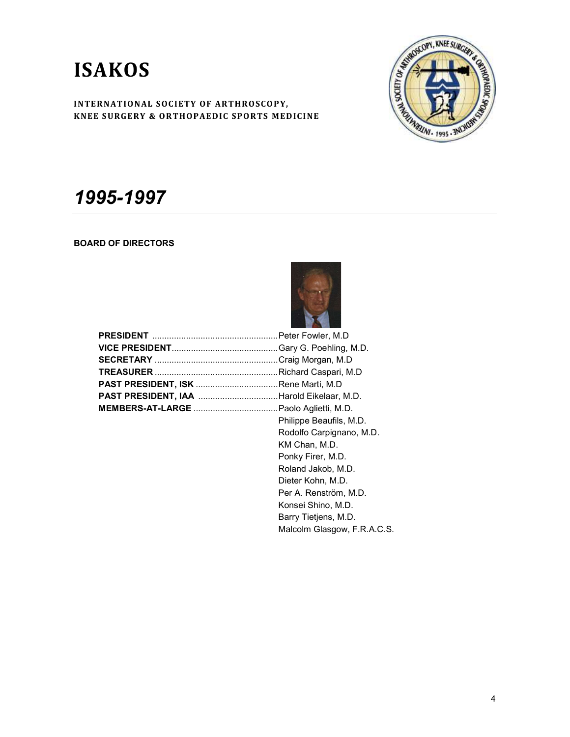# ISAKOS

**INTERNATIONAL SOCIETY OF ARTHROSCOPY, KNEE SURGERY & ORTHOPAEDIC SPORTS MEDICINE**

## *1995-1997*

**BOARD OF DIRECTORS**

**PRESIDENT** .................................................... Peter Fowler, M.D
**VICE PRESIDENT** ............................................ Gary G. Poehling, M.D.
**SECRETARY** .................................................. Craig Morgan, M.D
**TREASURER** .................................................. Richard Caspari, M.D
**PAST PRESIDENT, ISK** .................................. Rene Marti, M.D
**PAST PRESIDENT, IAA** .................................. Harold Eikelaar, M.D.
**MEMBERS-AT-LARGE** .................................... Paolo Aglietti, M.D.
Philippe Beaufils, M.D.
Rodolfo Carpignano, M.D.
KM Chan, M.D.
Ponky Firer, M.D.
Roland Jakob, M.D.
Dieter Kohn, M.D.
Per A. Renström, M.D.
Konsei Shino, M.D.
Barry Tietjens, M.D.
Malcolm Glasgow, F.R.A.C.S.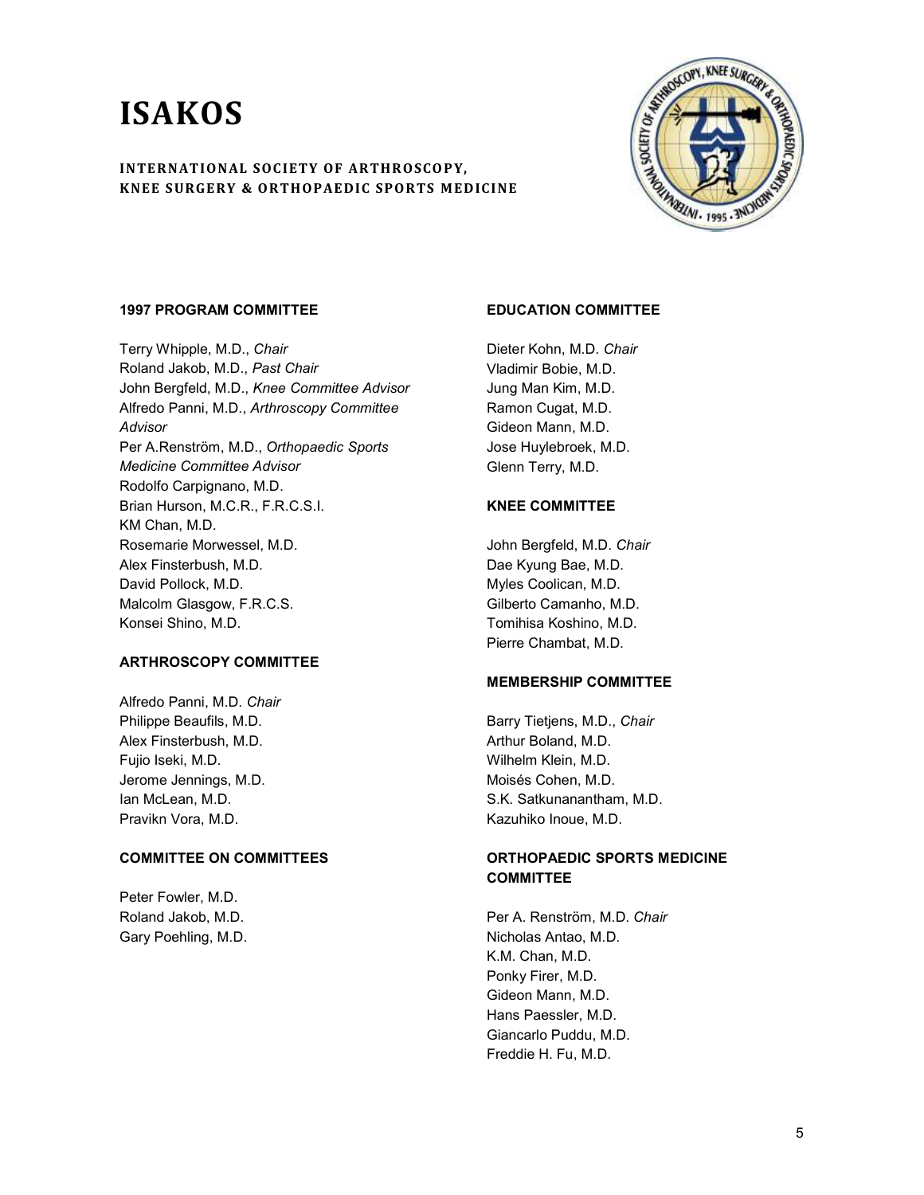# ISAKOS

**INTERNATIONAL SOCIETY OF ARTHROSCOPY, KNEE SURGERY & ORTHOPAEDIC SPORTS MEDICINE**

### 1997 PROGRAM COMMITTEE

Terry Whipple, M.D., *Chair*
Roland Jakob, M.D., *Past Chair*
John Bergfeld, M.D., *Knee Committee Advisor*
Alfredo Panni, M.D., *Arthroscopy Committee Advisor*
Per A.Renström, M.D., *Orthopaedic Sports Medicine Committee Advisor*
Rodolfo Carpignano, M.D.
Brian Hurson, M.C.R., F.R.C.S.I.
KM Chan, M.D.
Rosemarie Morwessel, M.D.
Alex Finsterbush, M.D.
David Pollock, M.D.
Malcolm Glasgow, F.R.C.S.
Konsei Shino, M.D.

### ARTHROSCOPY COMMITTEE

Alfredo Panni, M.D. *Chair*
Philippe Beaufils, M.D.
Alex Finsterbush, M.D.
Fujio Iseki, M.D.
Jerome Jennings, M.D.
Ian McLean, M.D.
Pravikn Vora, M.D.

### COMMITTEE ON COMMITTEES

Peter Fowler, M.D.
Roland Jakob, M.D.
Gary Poehling, M.D.

### EDUCATION COMMITTEE

Dieter Kohn, M.D. *Chair*
Vladimir Bobie, M.D.
Jung Man Kim, M.D.
Ramon Cugat, M.D.
Gideon Mann, M.D.
Jose Huylebroek, M.D.
Glenn Terry, M.D.

### KNEE COMMITTEE

John Bergfeld, M.D. *Chair*
Dae Kyung Bae, M.D.
Myles Coolican, M.D.
Gilberto Camanho, M.D.
Tomihisa Koshino, M.D.
Pierre Chambat, M.D.

### MEMBERSHIP COMMITTEE

Barry Tietjens, M.D., *Chair*
Arthur Boland, M.D.
Wilhelm Klein, M.D.
Moisés Cohen, M.D.
S.K. Satkunanantham, M.D.
Kazuhiko Inoue, M.D.

### ORTHOPAEDIC SPORTS MEDICINE COMMITTEE

Per A. Renström, M.D. *Chair*
Nicholas Antao, M.D.
K.M. Chan, M.D.
Ponky Firer, M.D.
Gideon Mann, M.D.
Hans Paessler, M.D.
Giancarlo Puddu, M.D.
Freddie H. Fu, M.D.